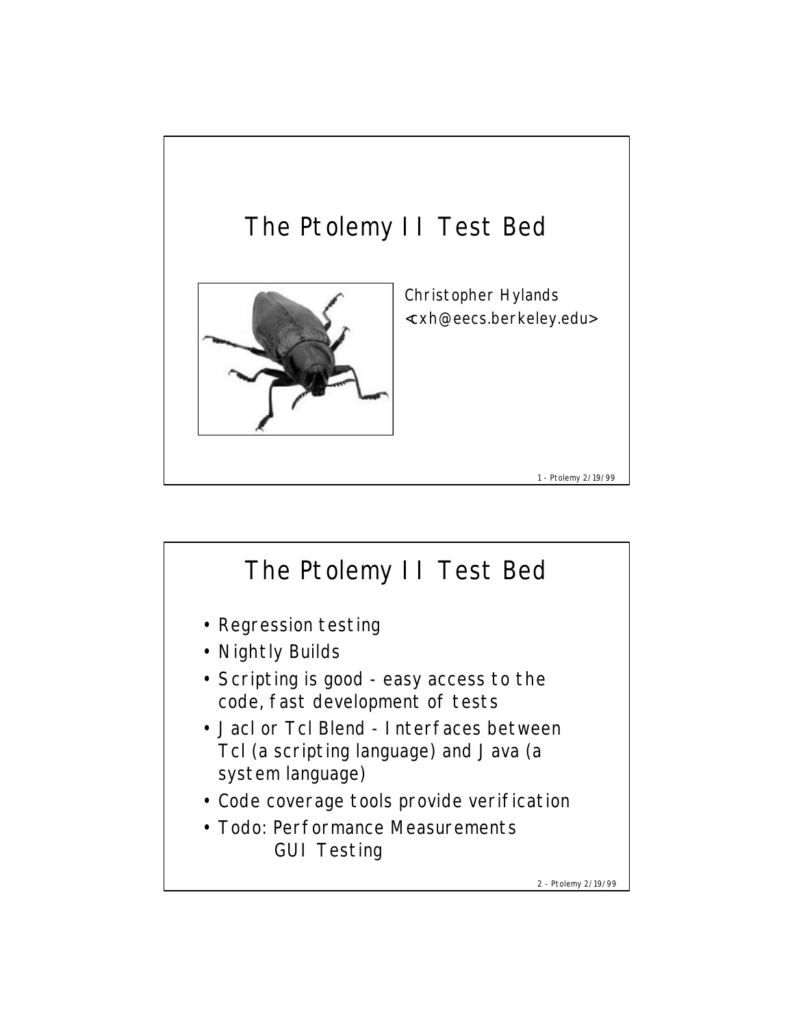# The Ptolemy II Test Bed

Christopher Hylands
<cxh@eecs.berkeley.edu>

# The Ptolemy II Test Bed

- Regression testing
- Nightly Builds
- Scripting is good - easy access to the code, fast development of tests
- Jacl or Tcl Blend - Interfaces between Tcl (a scripting language) and Java (a system language)
- Code coverage tools provide verification
- Todo: Performance Measurements
  GUI Testing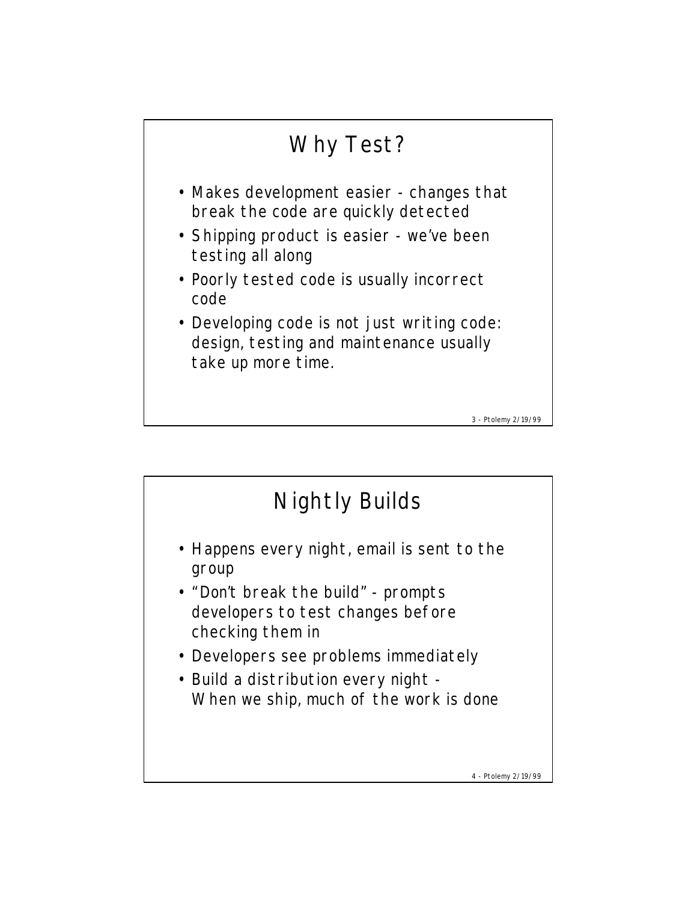# Why Test?

- Makes development easier - changes that break the code are quickly detected
- Shipping product is easier - we've been testing all along
- Poorly tested code is usually incorrect code
- Developing code is not just writing code: design, testing and maintenance usually take up more time.

# Nightly Builds

- Happens every night, email is sent to the group
- "Don't break the build" - prompts developers to test changes before checking them in
- Developers see problems immediately
- Build a distribution every night - When we ship, much of the work is done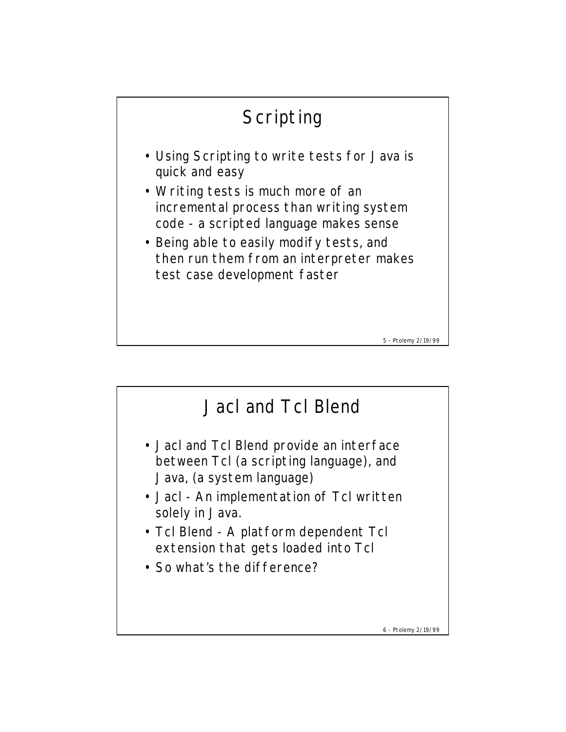# Scripting

- Using Scripting to write tests for Java is quick and easy
- Writing tests is much more of an incremental process than writing system code - a scripted language makes sense
- Being able to easily modify tests, and then run them from an interpreter makes test case development faster

# Jacl and Tcl Blend

- Jacl and Tcl Blend provide an interface between Tcl (a scripting language), and Java, (a system language)
- Jacl - An implementation of Tcl written solely in Java.
- Tcl Blend - A platform dependent Tcl extension that gets loaded into Tcl
- So what's the difference?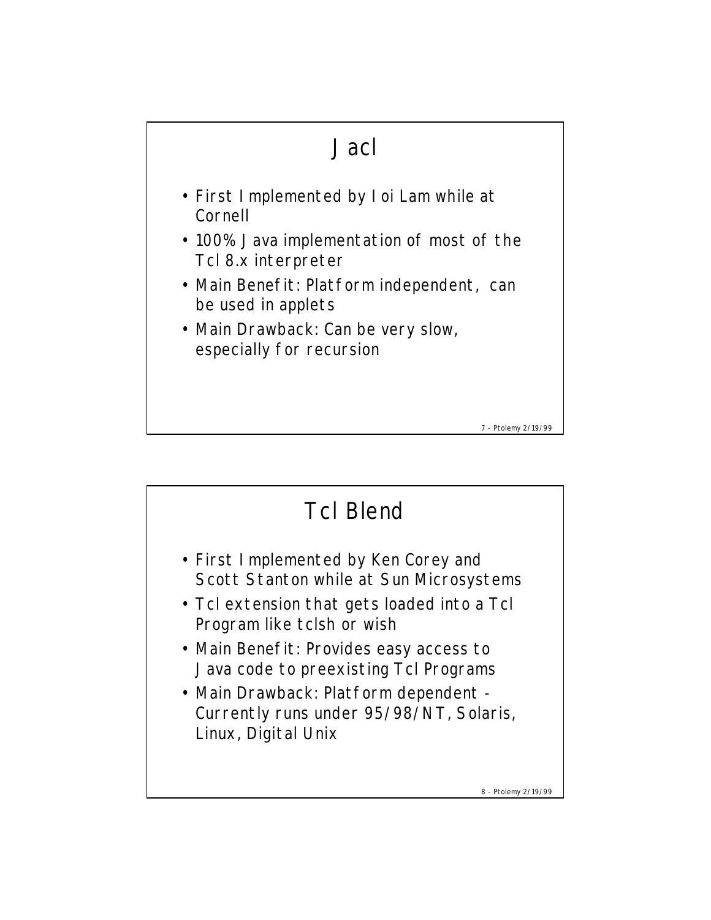# Jacl

- First Implemented by Ioi Lam while at Cornell
- 100% Java implementation of most of the Tcl 8.x interpreter
- Main Benefit: Platform independent, can be used in applets
- Main Drawback: Can be very slow, especially for recursion

# Tcl Blend

- First Implemented by Ken Corey and Scott Stanton while at Sun Microsystems
- Tcl extension that gets loaded into a Tcl Program like tclsh or wish
- Main Benefit: Provides easy access to Java code to preexisting Tcl Programs
- Main Drawback: Platform dependent - Currently runs under 95/98/NT, Solaris, Linux, Digital Unix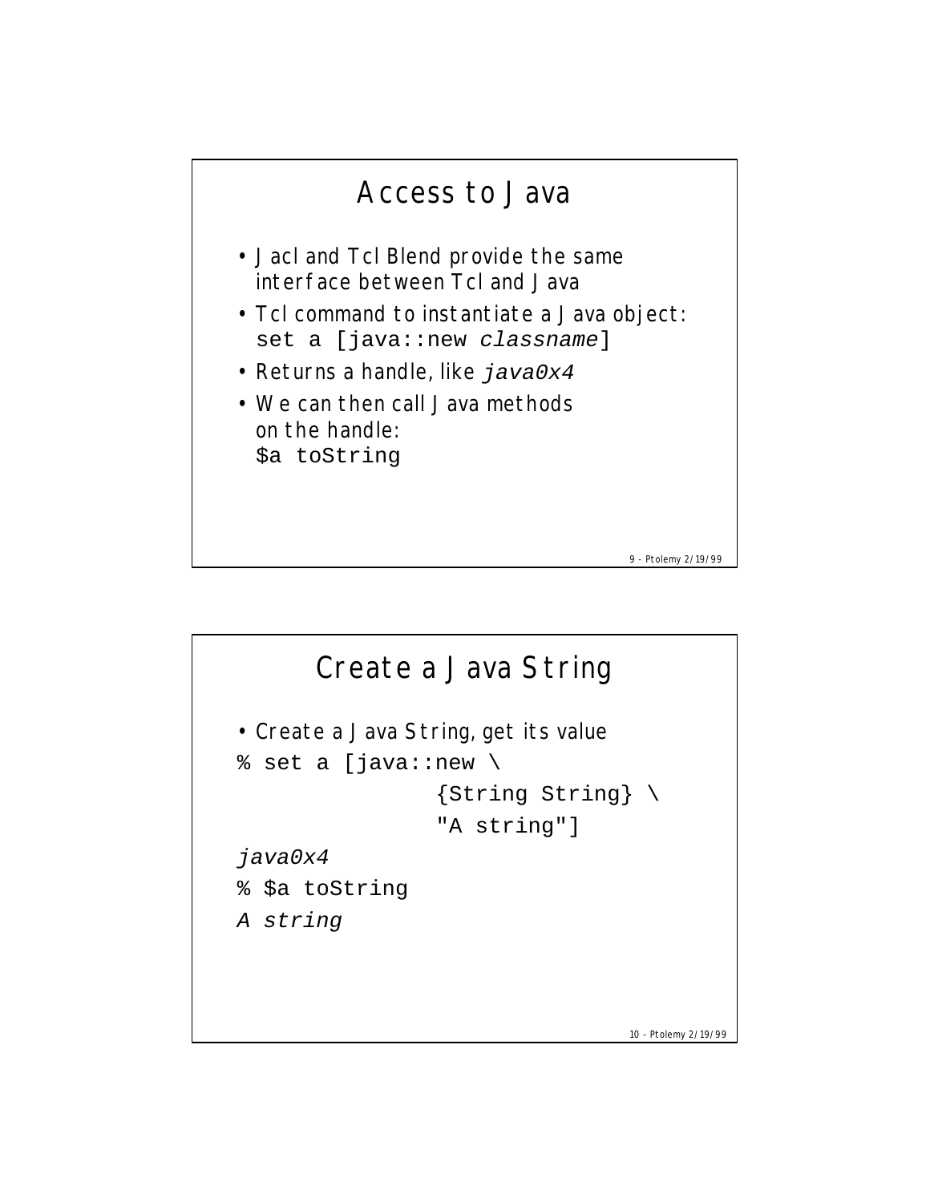## Access to Java

- Jacl and Tcl Blend provide the same interface between Tcl and Java
- Tcl command to instantiate a Java object:
  `set a [java::new` *`classname`*`]`
- Returns a handle, like *`java0x4`*
- We can then call Java methods on the handle:
  `$a toString`

## Create a Java String

- Create a Java String, get its value

```
% set a [java::new \
              {String String} \
              "A string"]
java0x4
% $a toString
A string
```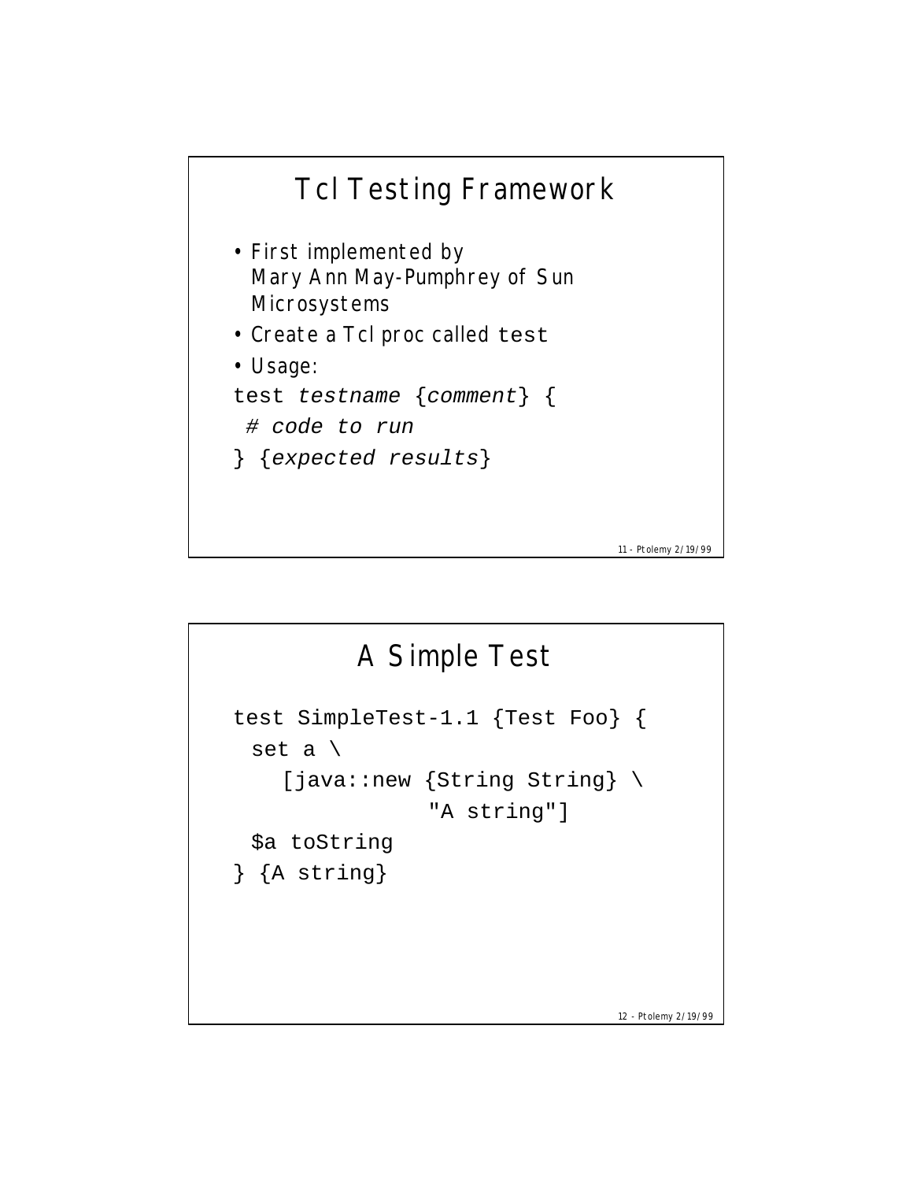# Tcl Testing Framework

- First implemented by Mary Ann May-Pumphrey of Sun Microsystems
- Create a Tcl proc called `test`
- Usage:

```
test testname {comment} {
 # code to run
} {expected results}
```

# A Simple Test

```
test SimpleTest-1.1 {Test Foo} {
 set a \
    [java::new {String String} \
               "A string"]
 $a toString
} {A string}
```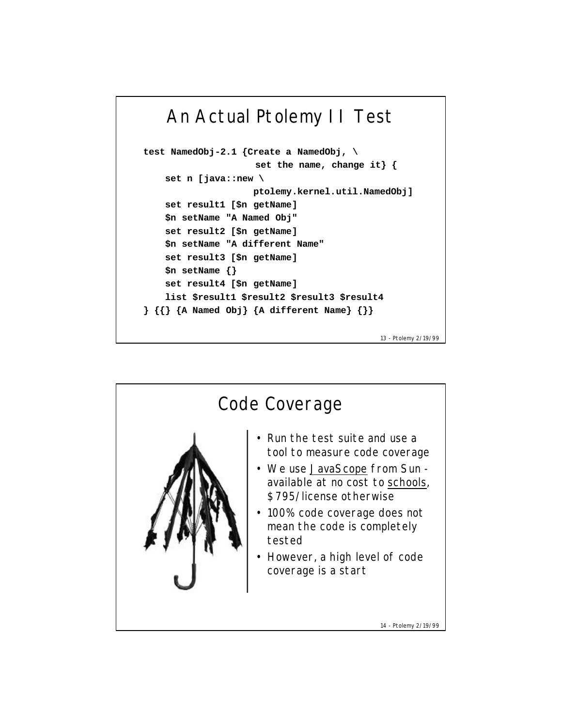# An Actual Ptolemy II Test

```
test NamedObj-2.1 {Create a NamedObj, \
                   set the name, change it} {
    set n [java::new \
                   ptolemy.kernel.util.NamedObj]
    set result1 [$n getName]
    $n setName "A Named Obj"
    set result2 [$n getName]
    $n setName "A different Name"
    set result3 [$n getName]
    $n setName {}
    set result4 [$n getName]
    list $result1 $result2 $result3 $result4
} {{} {A Named Obj} {A different Name} {}}
```

# Code Coverage

- Run the test suite and use a tool to measure code coverage
- We use JavaScope from Sun - available at no cost to schools, $795/license otherwise
- 100% code coverage does not mean the code is completely tested
- However, a high level of code coverage is a start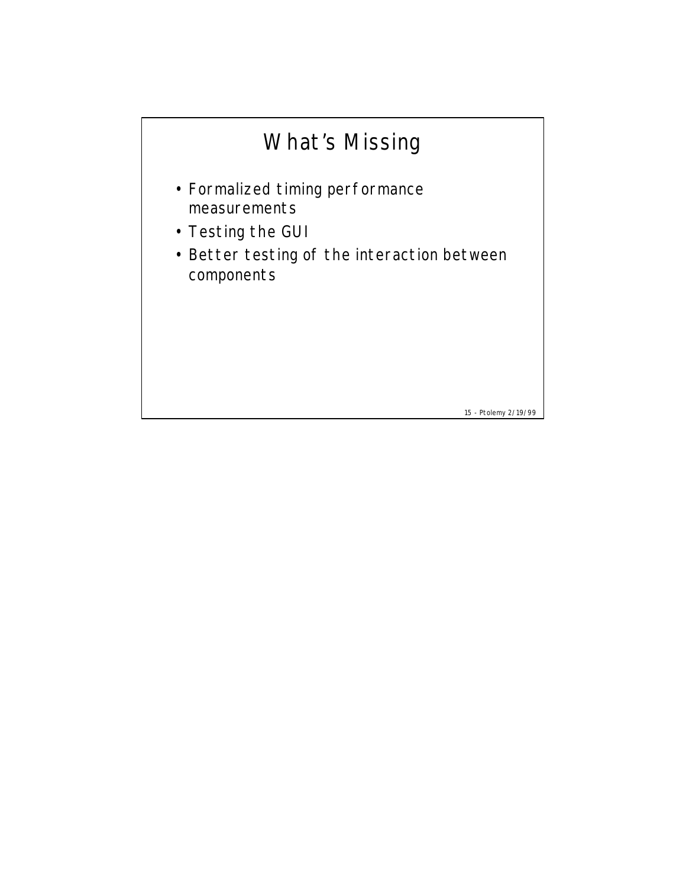# What's Missing

- Formalized timing performance measurements
- Testing the GUI
- Better testing of the interaction between components